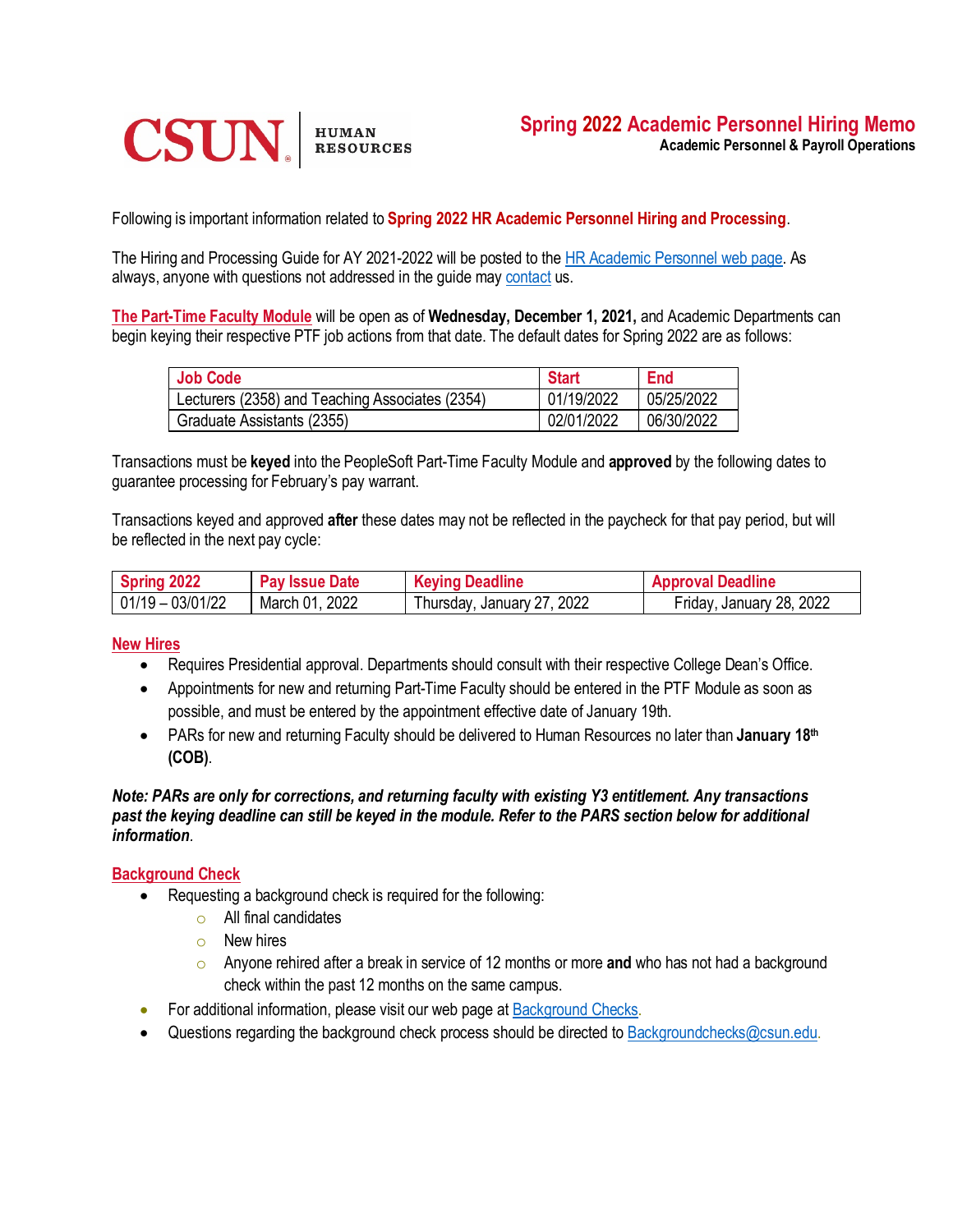CSUN | HUMAN RESOURCES

# Spring 2022 Academic Personnel Hiring Memo

**Academic Personnel & Payroll Operations**

Following is important information related to **Spring 2022 HR Academic Personnel Hiring and Processing**.

The Hiring and Processing Guide for AY 2021-2022 will be posted to the HR Academic Personnel web page. As always, anyone with questions not addressed in the guide may contact us.

**The Part-Time Faculty Module** will be open as of **Wednesday, December 1, 2021,** and Academic Departments can begin keying their respective PTF job actions from that date. The default dates for Spring 2022 are as follows:

| Job Code | Start | End |
|---|---|---|
| Lecturers (2358) and Teaching Associates (2354) | 01/19/2022 | 05/25/2022 |
| Graduate Assistants (2355) | 02/01/2022 | 06/30/2022 |

Transactions must be **keyed** into the PeopleSoft Part-Time Faculty Module and **approved** by the following dates to guarantee processing for February's pay warrant.

Transactions keyed and approved **after** these dates may not be reflected in the paycheck for that pay period, but will be reflected in the next pay cycle:

| Spring 2022 | Pay Issue Date | Keying Deadline | Approval Deadline |
|---|---|---|---|
| 01/19 – 03/01/22 | March 01, 2022 | Thursday, January 27, 2022 | Friday, January 28, 2022 |

## New Hires

- Requires Presidential approval. Departments should consult with their respective College Dean's Office.
- Appointments for new and returning Part-Time Faculty should be entered in the PTF Module as soon as possible, and must be entered by the appointment effective date of January 19th.
- PARs for new and returning Faculty should be delivered to Human Resources no later than **January 18th (COB)**.

***Note: PARs are only for corrections, and returning faculty with existing Y3 entitlement. Any transactions past the keying deadline can still be keyed in the module. Refer to the PARS section below for additional information***.

## Background Check

- Requesting a background check is required for the following:
  - All final candidates
  - New hires
  - Anyone rehired after a break in service of 12 months or more **and** who has not had a background check within the past 12 months on the same campus.
- For additional information, please visit our web page at Background Checks.
- Questions regarding the background check process should be directed to Backgroundchecks@csun.edu.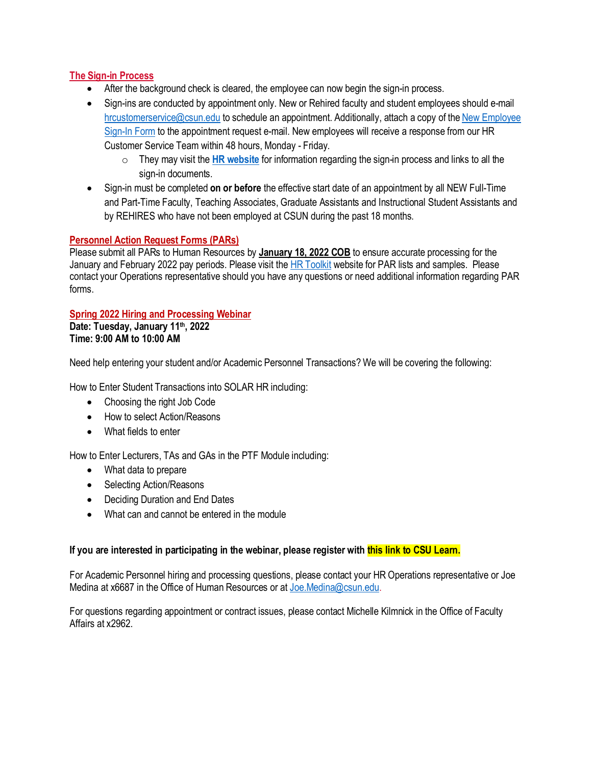## The Sign-in Process

- After the background check is cleared, the employee can now begin the sign-in process.
- Sign-ins are conducted by appointment only. New or Rehired faculty and student employees should e-mail hrcustomerservice@csun.edu to schedule an appointment. Additionally, attach a copy of the New Employee Sign-In Form to the appointment request e-mail. New employees will receive a response from our HR Customer Service Team within 48 hours, Monday - Friday.
  - They may visit the **HR website** for information regarding the sign-in process and links to all the sign-in documents.
- Sign-in must be completed **on or before** the effective start date of an appointment by all NEW Full-Time and Part-Time Faculty, Teaching Associates, Graduate Assistants and Instructional Student Assistants and by REHIRES who have not been employed at CSUN during the past 18 months.

## Personnel Action Request Forms (PARs)

Please submit all PARs to Human Resources by **January 18, 2022 COB** to ensure accurate processing for the January and February 2022 pay periods. Please visit the HR Toolkit website for PAR lists and samples. Please contact your Operations representative should you have any questions or need additional information regarding PAR forms.

## Spring 2022 Hiring and Processing Webinar

**Date: Tuesday, January 11th, 2022**
**Time: 9:00 AM to 10:00 AM**

Need help entering your student and/or Academic Personnel Transactions? We will be covering the following:

How to Enter Student Transactions into SOLAR HR including:

- Choosing the right Job Code
- How to select Action/Reasons
- What fields to enter

How to Enter Lecturers, TAs and GAs in the PTF Module including:

- What data to prepare
- Selecting Action/Reasons
- Deciding Duration and End Dates
- What can and cannot be entered in the module

**If you are interested in participating in the webinar, please register with this link to CSU Learn.**

For Academic Personnel hiring and processing questions, please contact your HR Operations representative or Joe Medina at x6687 in the Office of Human Resources or at Joe.Medina@csun.edu.

For questions regarding appointment or contract issues, please contact Michelle Kilmnick in the Office of Faculty Affairs at x2962.